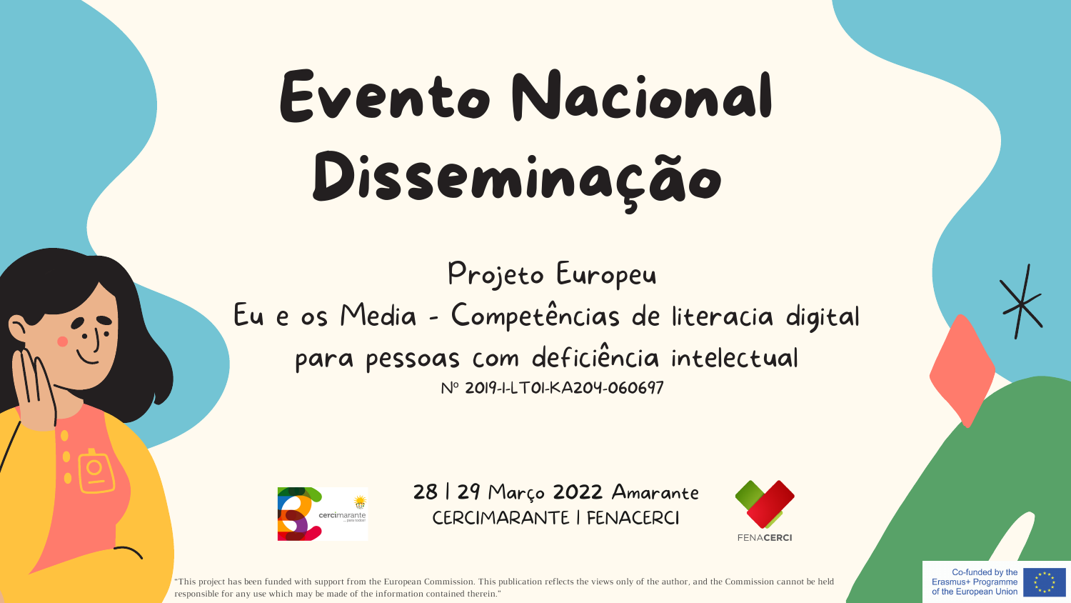# Evento Nacional Disseminação

Projeto Europeu

Eu e os Media - Competências de literacia digital para pessoas com deficiência intelectual

Nº 2019-1-LT01-KA204-060697

28 | 29 Março 2022 Amarante

CERCIMARANTE | FENACERCI

cercimarante

FENACERCI

"This project has been funded with support from the European Commission. This publication reflects the views only of the author, and the Commission cannot be held responsible for any use which may be made of the information contained therein."

Co-funded by the Erasmus+ Programme of the European Union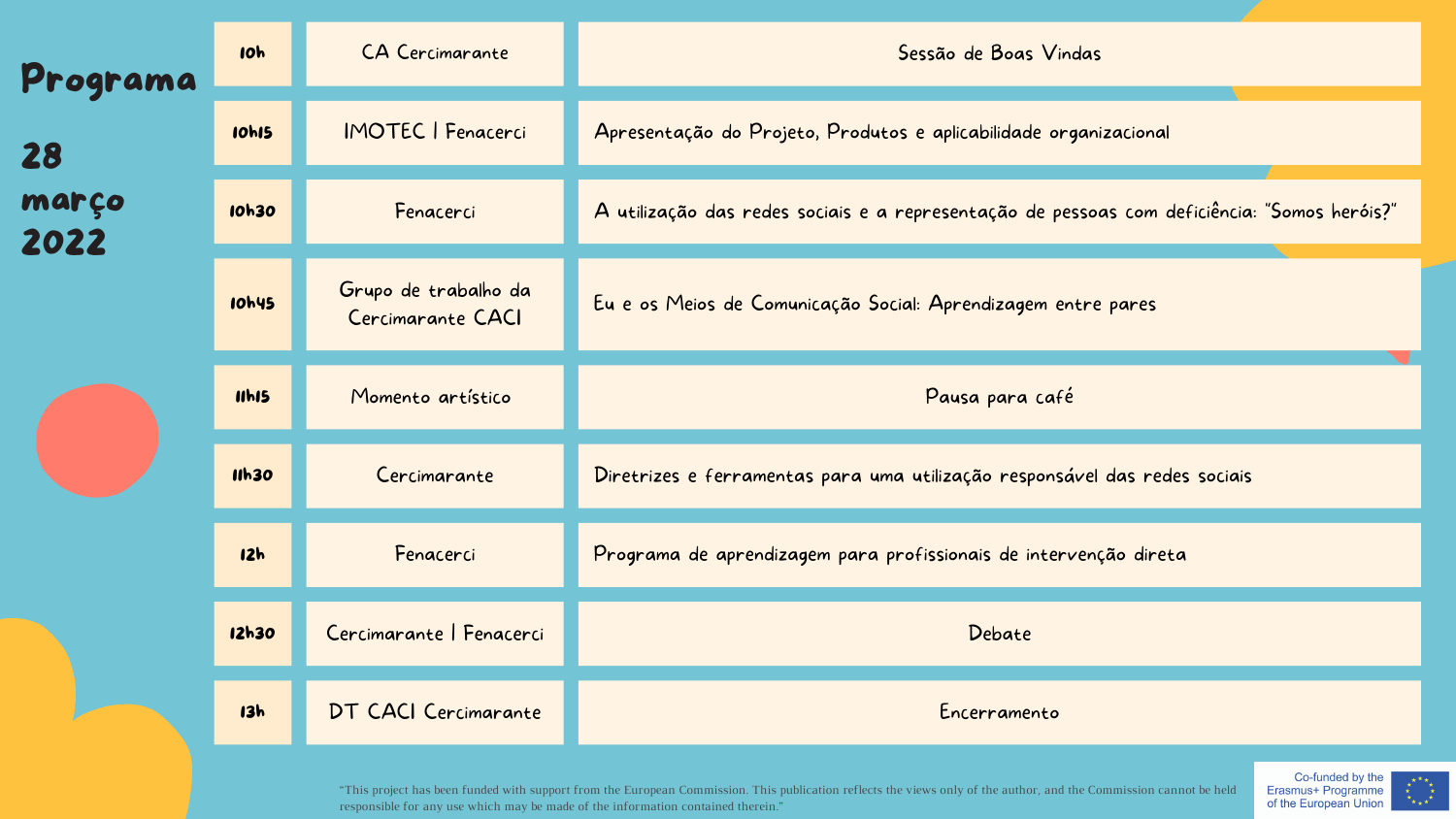# Programa

## 28 março 2022

| | | |
|---|---|---|
| 10h | CA Cercimarante | Sessão de Boas Vindas |
| 10h15 | IMOTEC I Fenacerci | Apresentação do Projeto, Produtos e aplicabilidade organizacional |
| 10h30 | Fenacerci | A utilização das redes sociais e a representação de pessoas com deficiência: "Somos heróis?" |
| 10h45 | Grupo de trabalho da Cercimarante CACI | Eu e os Meios de Comunicação Social: Aprendizagem entre pares |
| 11h15 | Momento artístico | Pausa para café |
| 11h30 | Cercimarante | Diretrizes e ferramentas para uma utilização responsável das redes sociais |
| 12h | Fenacerci | Programa de aprendizagem para profissionais de intervenção direta |
| 12h30 | Cercimarante I Fenacerci | Debate |
| 13h | DT CACI Cercimarante | Encerramento |

"This project has been funded with support from the European Commission. This publication reflects the views only of the author, and the Commission cannot be held responsible for any use which may be made of the information contained therein."

Co-funded by the Erasmus+ Programme of the European Union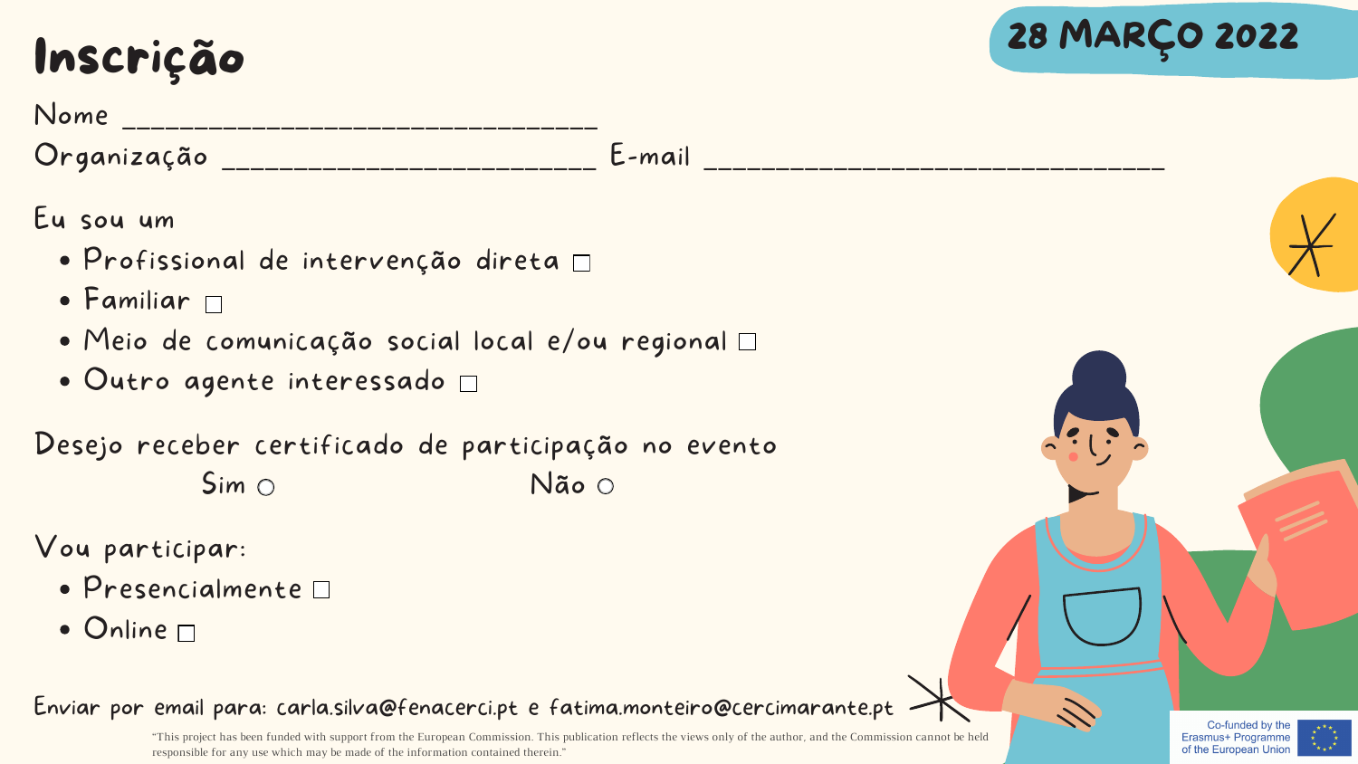# Inscrição

**28 MARÇO 2022**

Nome ________________________________

Organização _________________________ E-mail _______________________________

Eu sou um

- Profissional de intervenção direta ☐
- Familiar ☐
- Meio de comunicação social local e/ou regional ☐
- Outro agente interessado ☐

Desejo receber certificado de participação no evento

Sim ○ Não ○

Vou participar:

- Presencialmente ☐
- Online ☐

Enviar por email para: carla.silva@fenacerci.pt e fatima.monteiro@cercimarante.pt

"This project has been funded with support from the European Commission. This publication reflects the views only of the author, and the Commission cannot be held responsible for any use which may be made of the information contained therein."

Co-funded by the Erasmus+ Programme of the European Union